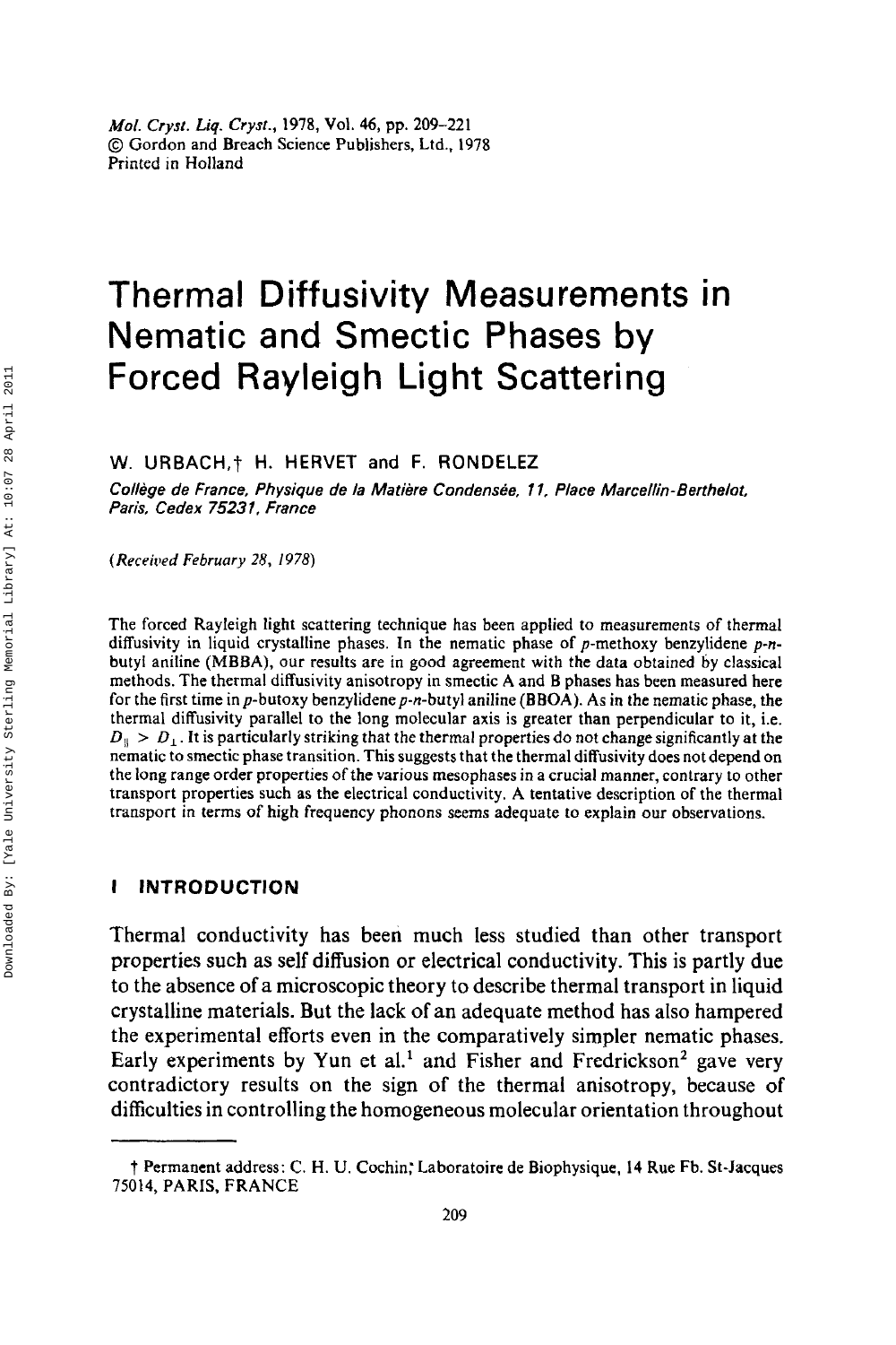# Thermal Diffusivity Measurements in Nematic and Smectic Phases by Forced Rayleigh Light Scattering

W. URBACH,† H. HERVET and F. RONDELEZ

*Collège de France, Physique de la Matière Condensée, 11, Place Marcellin-Berthelot, Paris, Cedex 75231, France*

*(Received February 28, 1978)*

The forced Rayleigh light scattering technique has been applied to measurements of thermal diffusivity in liquid crystalline phases. In the nematic phase of *p*-methoxy benzylidene *p-n*-butyl aniline (MBBA), our results are in good agreement with the data obtained by classical methods. The thermal diffusivity anisotropy in smectic A and B phases has been measured here for the first time in *p*-butoxy benzylidene *p-n*-butyl aniline (BBOA). As in the nematic phase, the thermal diffusivity parallel to the long molecular axis is greater than perpendicular to it, i.e. $D_{\parallel} > D_{\perp}$. It is particularly striking that the thermal properties do not change significantly at the nematic to smectic phase transition. This suggests that the thermal diffusivity does not depend on the long range order properties of the various mesophases in a crucial manner, contrary to other transport properties such as the electrical conductivity. A tentative description of the thermal transport in terms of high frequency phonons seems adequate to explain our observations.

## I INTRODUCTION

Thermal conductivity has been much less studied than other transport properties such as self diffusion or electrical conductivity. This is partly due to the absence of a microscopic theory to describe thermal transport in liquid crystalline materials. But the lack of an adequate method has also hampered the experimental efforts even in the comparatively simpler nematic phases. Early experiments by Yun et al.[1] and Fisher and Fredrickson[2] gave very contradictory results on the sign of the thermal anisotropy, because of difficulties in controlling the homogeneous molecular orientation throughout

† Permanent address: C. H. U. Cochin; Laboratoire de Biophysique, 14 Rue Fb. St-Jacques 75014, PARIS, FRANCE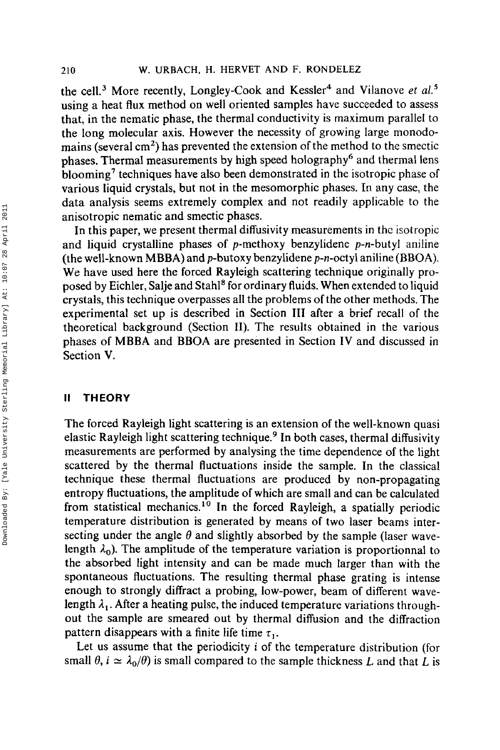the cell.[3] More recently, Longley-Cook and Kessler[4] and Vilanove *et al.*[5] using a heat flux method on well oriented samples have succeeded to assess that, in the nematic phase, the thermal conductivity is maximum parallel to the long molecular axis. However the necessity of growing large monodomains (several $cm^2$) has prevented the extension of the method to the smectic phases. Thermal measurements by high speed holography[6] and thermal lens blooming[7] techniques have also been demonstrated in the isotropic phase of various liquid crystals, but not in the mesomorphic phases. In any case, the data analysis seems extremely complex and not readily applicable to the anisotropic nematic and smectic phases.

In this paper, we present thermal diffusivity measurements in the isotropic and liquid crystalline phases of *p*-methoxy benzylidene *p*-*n*-butyl aniline (the well-known MBBA) and *p*-butoxy benzylidene *p*-*n*-octyl aniline (BBOA). We have used here the forced Rayleigh scattering technique originally proposed by Eichler, Salje and Stahl[8] for ordinary fluids. When extended to liquid crystals, this technique overpasses all the problems of the other methods. The experimental set up is described in Section III after a brief recall of the theoretical background (Section II). The results obtained in the various phases of MBBA and BBOA are presented in Section IV and discussed in Section V.

## II THEORY

The forced Rayleigh light scattering is an extension of the well-known quasi elastic Rayleigh light scattering technique.[9] In both cases, thermal diffusivity measurements are performed by analysing the time dependence of the light scattered by the thermal fluctuations inside the sample. In the classical technique these thermal fluctuations are produced by non-propagating entropy fluctuations, the amplitude of which are small and can be calculated from statistical mechanics.[10] In the forced Rayleigh, a spatially periodic temperature distribution is generated by means of two laser beams intersecting under the angle $\theta$ and slightly absorbed by the sample (laser wavelength $\lambda_0$). The amplitude of the temperature variation is proportionnal to the absorbed light intensity and can be made much larger than with the spontaneous fluctuations. The resulting thermal phase grating is intense enough to strongly diffract a probing, low-power, beam of different wavelength $\lambda_1$. After a heating pulse, the induced temperature variations throughout the sample are smeared out by thermal diffusion and the diffraction pattern disappears with a finite life time $\tau_1$.

Let us assume that the periodicity $i$ of the temperature distribution (for small $\theta$, $i \simeq \lambda_0/\theta$) is small compared to the sample thickness $L$ and that $L$ is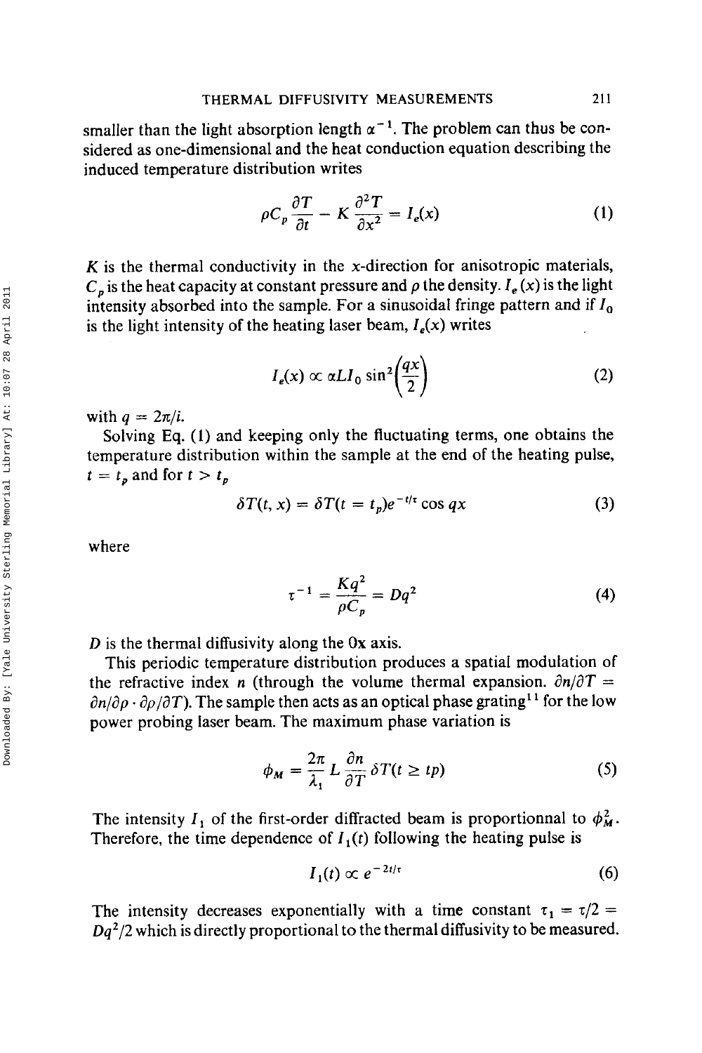smaller than the light absorption length $\alpha^{-1}$. The problem can thus be considered as one-dimensional and the heat conduction equation describing the induced temperature distribution writes

$$\rho C_p \frac{\partial T}{\partial t} - K \frac{\partial^2 T}{\partial x^2} = I_e(x) \tag{1}$$

$K$ is the thermal conductivity in the $x$-direction for anisotropic materials, $C_p$ is the heat capacity at constant pressure and $\rho$ the density. $I_e(x)$ is the light intensity absorbed into the sample. For a sinusoidal fringe pattern and if $I_0$ is the light intensity of the heating laser beam, $I_e(x)$ writes

$$I_e(x) \propto \alpha L I_0 \sin^2\left(\frac{qx}{2}\right) \tag{2}$$

with $q = 2\pi/i$.

Solving Eq. (1) and keeping only the fluctuating terms, one obtains the temperature distribution within the sample at the end of the heating pulse, $t = t_p$ and for $t > t_p$

$$\delta T(t, x) = \delta T(t = t_p) e^{-t/\tau} \cos qx \tag{3}$$

where

$$\tau^{-1} = \frac{Kq^2}{\rho C_p} = Dq^2 \tag{4}$$

$D$ is the thermal diffusivity along the 0x axis.

This periodic temperature distribution produces a spatial modulation of the refractive index $n$ (through the volume thermal expansion. $\partial n/\partial T = \partial n/\partial \rho \cdot \partial \rho/\partial T$). The sample then acts as an optical phase grating[11] for the low power probing laser beam. The maximum phase variation is

$$\phi_M = \frac{2\pi}{\lambda_1} L \frac{\partial n}{\partial T} \delta T(t \geq tp) \tag{5}$$

The intensity $I_1$ of the first-order diffracted beam is proportionnal to $\phi_M^2$. Therefore, the time dependence of $I_1(t)$ following the heating pulse is

$$I_1(t) \propto e^{-2t/\tau} \tag{6}$$

The intensity decreases exponentially with a time constant $\tau_1 = \tau/2 = Dq^2/2$ which is directly proportional to the thermal diffusivity to be measured.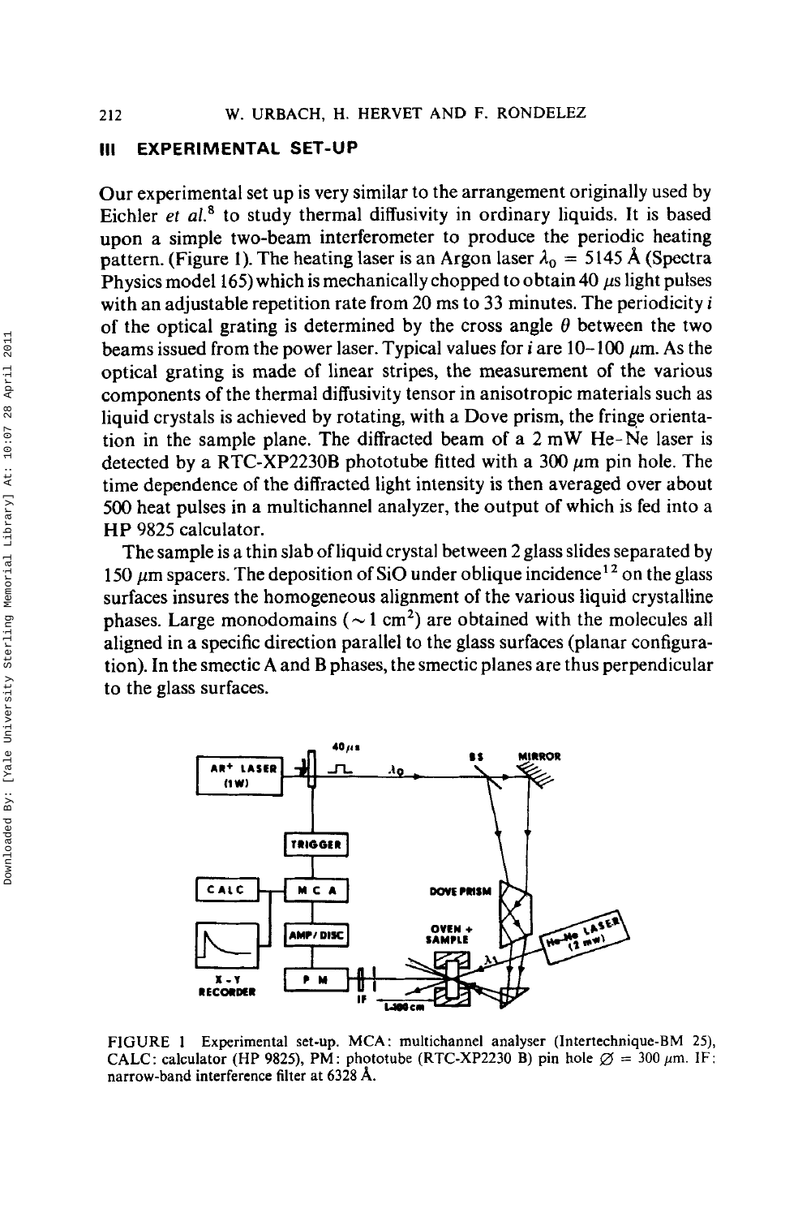## III EXPERIMENTAL SET-UP

Our experimental set up is very similar to the arrangement originally used by Eichler *et al.*[8] to study thermal diffusivity in ordinary liquids. It is based upon a simple two-beam interferometer to produce the periodic heating pattern. (Figure 1). The heating laser is an Argon laser $\lambda_0 = 5145$ Å (Spectra Physics model 165) which is mechanically chopped to obtain 40 $\mu$s light pulses with an adjustable repetition rate from 20 ms to 33 minutes. The periodicity $i$ of the optical grating is determined by the cross angle $\theta$ between the two beams issued from the power laser. Typical values for $i$ are 10–100 $\mu$m. As the optical grating is made of linear stripes, the measurement of the various components of the thermal diffusivity tensor in anisotropic materials such as liquid crystals is achieved by rotating, with a Dove prism, the fringe orientation in the sample plane. The diffracted beam of a 2 mW He–Ne laser is detected by a RTC-XP2230B phototube fitted with a 300 $\mu$m pin hole. The time dependence of the diffracted light intensity is then averaged over about 500 heat pulses in a multichannel analyzer, the output of which is fed into a HP 9825 calculator.

The sample is a thin slab of liquid crystal between 2 glass slides separated by 150 $\mu$m spacers. The deposition of SiO under oblique incidence[12] on the glass surfaces insures the homogeneous alignment of the various liquid crystalline phases. Large monodomains ($\sim 1$ cm$^2$) are obtained with the molecules all aligned in a specific direction parallel to the glass surfaces (planar configuration). In the smectic A and B phases, the smectic planes are thus perpendicular to the glass surfaces.

FIGURE 1 Experimental set-up. MCA: multichannel analyser (Intertechnique-BM 25), CALC: calculator (HP 9825), PM: phototube (RTC-XP2230 B) pin hole $\varnothing$ = 300 $\mu$m. IF: narrow-band interference filter at 6328 Å.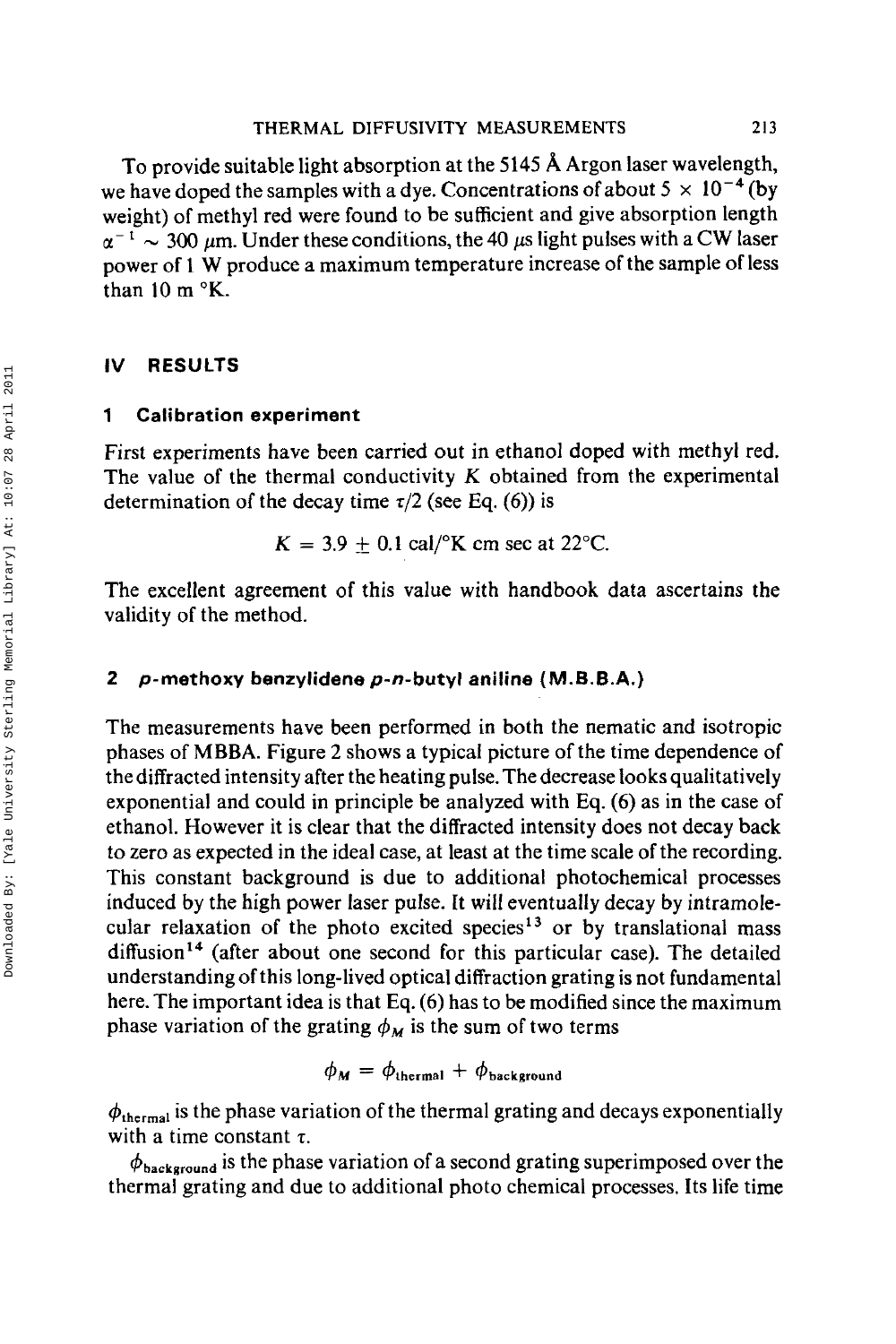To provide suitable light absorption at the 5145 Å Argon laser wavelength, we have doped the samples with a dye. Concentrations of about $5 \times 10^{-4}$ (by weight) of methyl red were found to be sufficient and give absorption length $\alpha^{-1} \sim 300\ \mu m$. Under these conditions, the 40 $\mu s$ light pulses with a CW laser power of 1 W produce a maximum temperature increase of the sample of less than 10 m °K.

## IV RESULTS

### 1 Calibration experiment

First experiments have been carried out in ethanol doped with methyl red. The value of the thermal conductivity $K$ obtained from the experimental determination of the decay time $\tau/2$ (see Eq. (6)) is

$$K = 3.9 \pm 0.1 \text{ cal/°K cm sec at 22°C.}$$

The excellent agreement of this value with handbook data ascertains the validity of the method.

### 2 *p*-methoxy benzylidene *p*-*n*-butyl aniline (M.B.B.A.)

The measurements have been performed in both the nematic and isotropic phases of MBBA. Figure 2 shows a typical picture of the time dependence of the diffracted intensity after the heating pulse. The decrease looks qualitatively exponential and could in principle be analyzed with Eq. (6) as in the case of ethanol. However it is clear that the diffracted intensity does not decay back to zero as expected in the ideal case, at least at the time scale of the recording. This constant background is due to additional photochemical processes induced by the high power laser pulse. It will eventually decay by intramolecular relaxation of the photo excited species[13] or by translational mass diffusion[14] (after about one second for this particular case). The detailed understanding of this long-lived optical diffraction grating is not fundamental here. The important idea is that Eq. (6) has to be modified since the maximum phase variation of the grating $\phi_M$ is the sum of two terms

$$\phi_M = \phi_{\text{thermal}} + \phi_{\text{background}}$$

$\phi_{\text{thermal}}$ is the phase variation of the thermal grating and decays exponentially with a time constant $\tau$.

$\phi_{\text{background}}$ is the phase variation of a second grating superimposed over the thermal grating and due to additional photo chemical processes. Its life time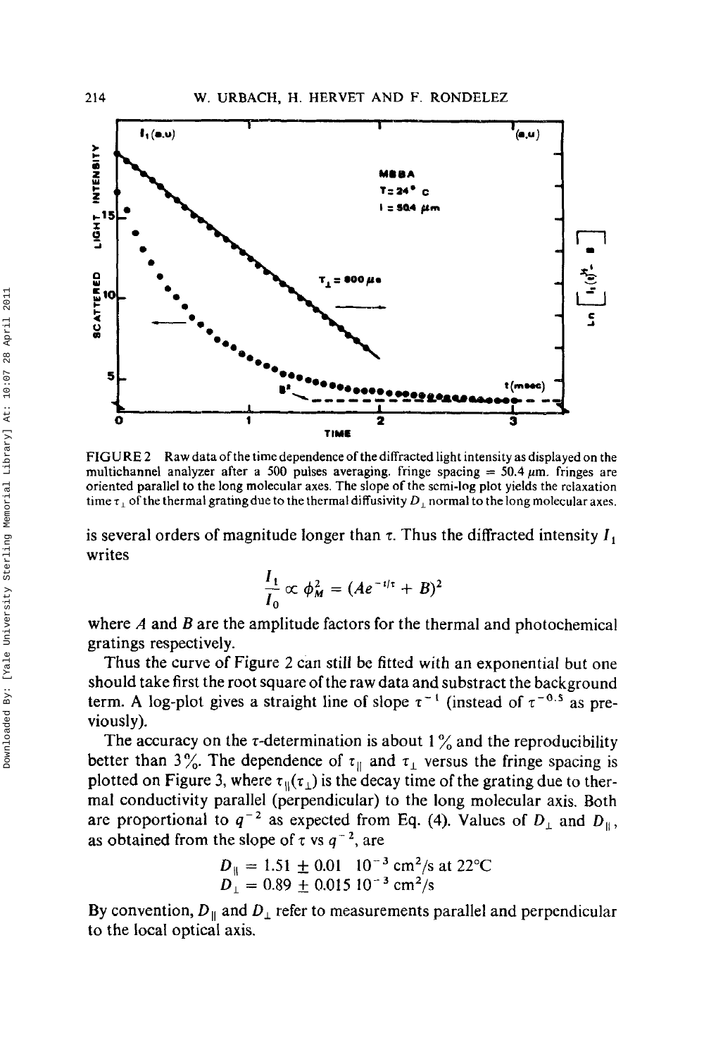FIGURE 2 Raw data of the time dependence of the diffracted light intensity as displayed on the multichannel analyzer after a 500 pulses averaging. fringe spacing = 50.4 $\mu$m. fringes are oriented parallel to the long molecular axes. The slope of the semi-log plot yields the relaxation time $\tau_\perp$ of the thermal grating due to the thermal diffusivity $D_\perp$ normal to the long molecular axes.

is several orders of magnitude longer than $\tau$. Thus the diffracted intensity $I_1$ writes

$$\frac{I_1}{I_0} \propto \phi_M^2 = (Ae^{-t/\tau} + B)^2$$

where $A$ and $B$ are the amplitude factors for the thermal and photochemical gratings respectively.

Thus the curve of Figure 2 can still be fitted with an exponential but one should take first the root square of the raw data and substract the background term. A log-plot gives a straight line of slope $\tau^{-1}$ (instead of $\tau^{-0.5}$ as previously).

The accuracy on the $\tau$-determination is about 1% and the reproducibility better than 3%. The dependence of $\tau_\parallel$ and $\tau_\perp$ versus the fringe spacing is plotted on Figure 3, where $\tau_\parallel(\tau_\perp)$ is the decay time of the grating due to thermal conductivity parallel (perpendicular) to the long molecular axis. Both are proportional to $q^{-2}$ as expected from Eq. (4). Values of $D_\perp$ and $D_\parallel$, as obtained from the slope of $\tau$ vs $q^{-2}$, are

$$D_\parallel = 1.51 \pm 0.01 \quad 10^{-3}\ \text{cm}^2/\text{s at } 22°\text{C}$$
$$D_\perp = 0.89 \pm 0.015\ 10^{-3}\ \text{cm}^2/\text{s}$$

By convention, $D_\parallel$ and $D_\perp$ refer to measurements parallel and perpendicular to the local optical axis.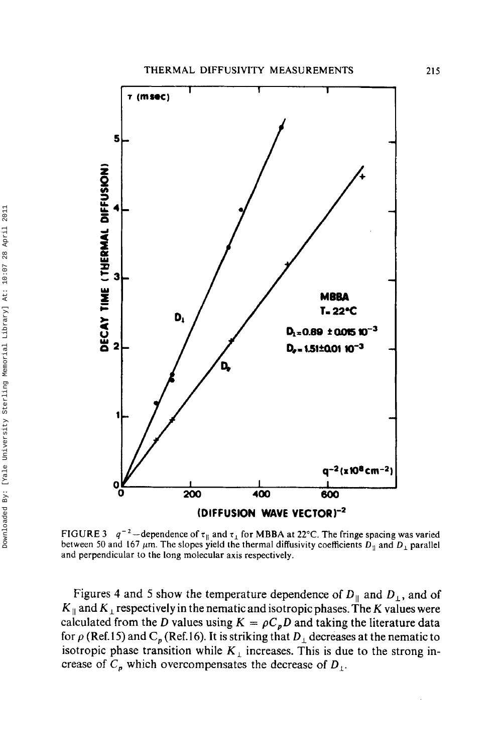FIGURE 3 $q^{-2}$—dependence of $\tau_{\parallel}$ and $\tau_{\perp}$ for MBBA at 22°C. The fringe spacing was varied between 50 and 167 $\mu$m. The slopes yield the thermal diffusivity coefficients $D_{\parallel}$ and $D_{\perp}$ parallel and perpendicular to the long molecular axis respectively.

Figures 4 and 5 show the temperature dependence of $D_{\parallel}$ and $D_{\perp}$, and of $K_{\parallel}$ and $K_{\perp}$ respectively in the nematic and isotropic phases. The $K$ values were calculated from the $D$ values using $K = \rho C_p D$ and taking the literature data for $\rho$ (Ref.15) and $C_p$ (Ref.16). It is striking that $D_{\perp}$ decreases at the nematic to isotropic phase transition while $K_{\perp}$ increases. This is due to the strong increase of $C_p$ which overcompensates the decrease of $D_{\perp}$.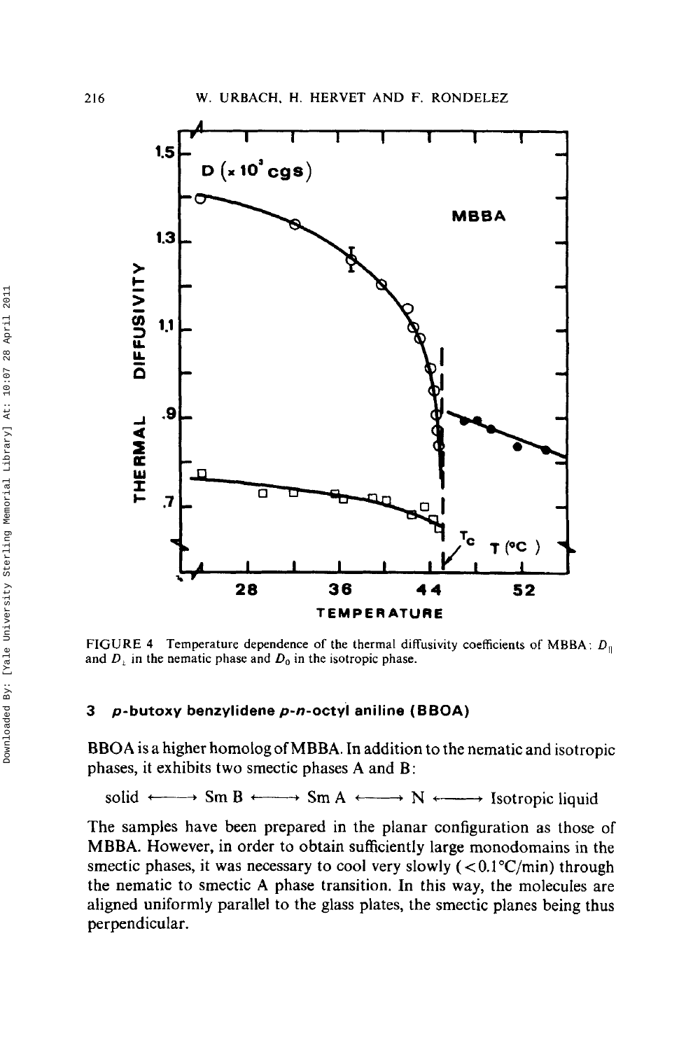FIGURE 4 Temperature dependence of the thermal diffusivity coefficients of MBBA: $D_{\parallel}$ and $D_{\perp}$ in the nematic phase and $D_0$ in the isotropic phase.

### 3 *p*-butoxy benzylidene *p*-*n*-octyl aniline (BBOA)

BBOA is a higher homolog of MBBA. In addition to the nematic and isotropic phases, it exhibits two smectic phases A and B:

$$\text{solid} \longleftrightarrow \text{Sm B} \longleftrightarrow \text{Sm A} \longleftrightarrow \text{N} \longleftrightarrow \text{Isotropic liquid}$$

The samples have been prepared in the planar configuration as those of MBBA. However, in order to obtain sufficiently large monodomains in the smectic phases, it was necessary to cool very slowly ($< 0.1\,^{\circ}\mathrm{C/min}$) through the nematic to smectic A phase transition. In this way, the molecules are aligned uniformly parallel to the glass plates, the smectic planes being thus perpendicular.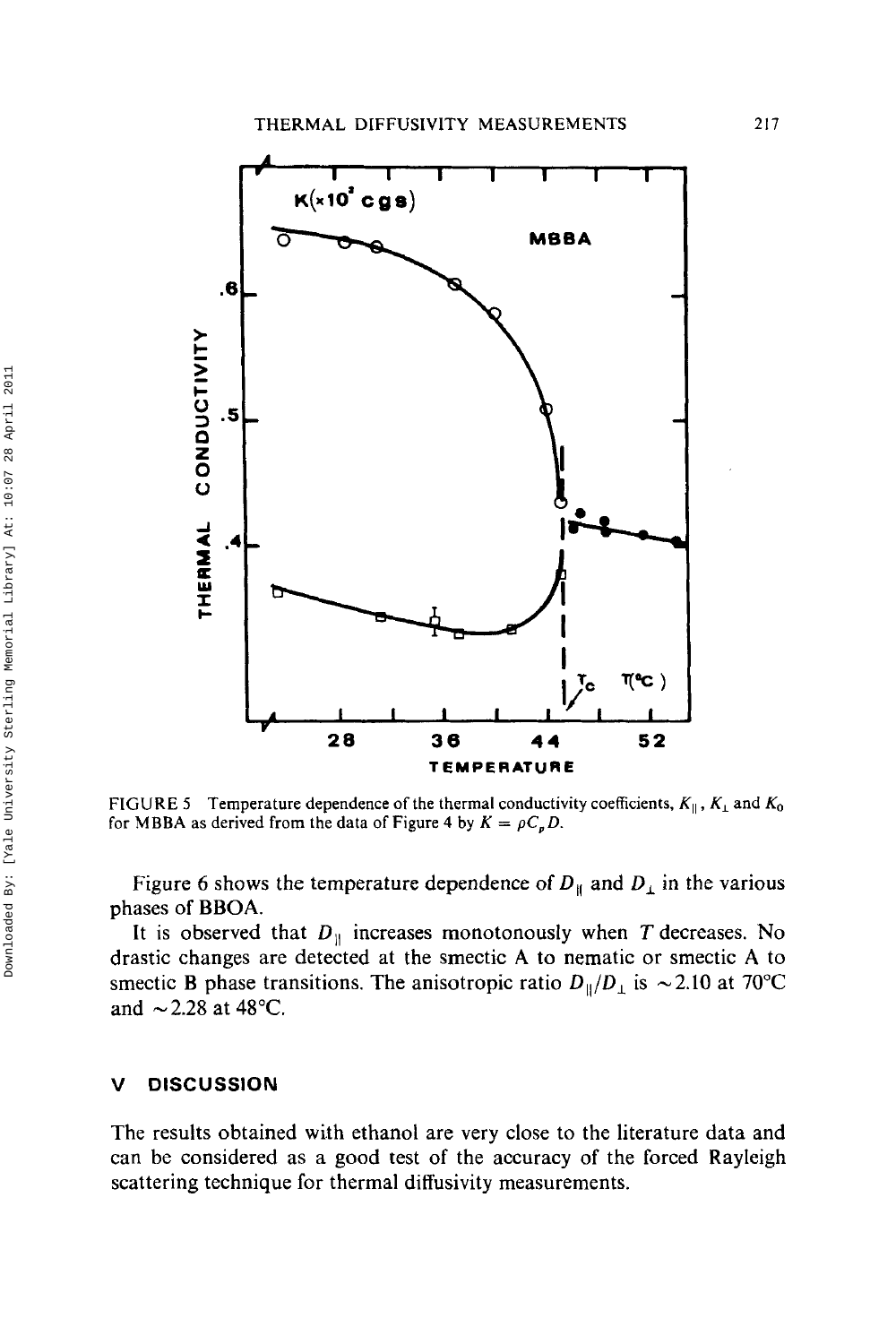FIGURE 5 Temperature dependence of the thermal conductivity coefficients, $K_{\parallel}$, $K_{\perp}$ and $K_0$ for MBBA as derived from the data of Figure 4 by $K = \rho C_p D$.

Figure 6 shows the temperature dependence of $D_{\parallel}$ and $D_{\perp}$ in the various phases of BBOA.

It is observed that $D_{\parallel}$ increases monotonously when $T$ decreases. No drastic changes are detected at the smectic A to nematic or smectic A to smectic B phase transitions. The anisotropic ratio $D_{\parallel}/D_{\perp}$ is $\sim 2.10$ at 70°C and $\sim 2.28$ at 48°C.

## V DISCUSSION

The results obtained with ethanol are very close to the literature data and can be considered as a good test of the accuracy of the forced Rayleigh scattering technique for thermal diffusivity measurements.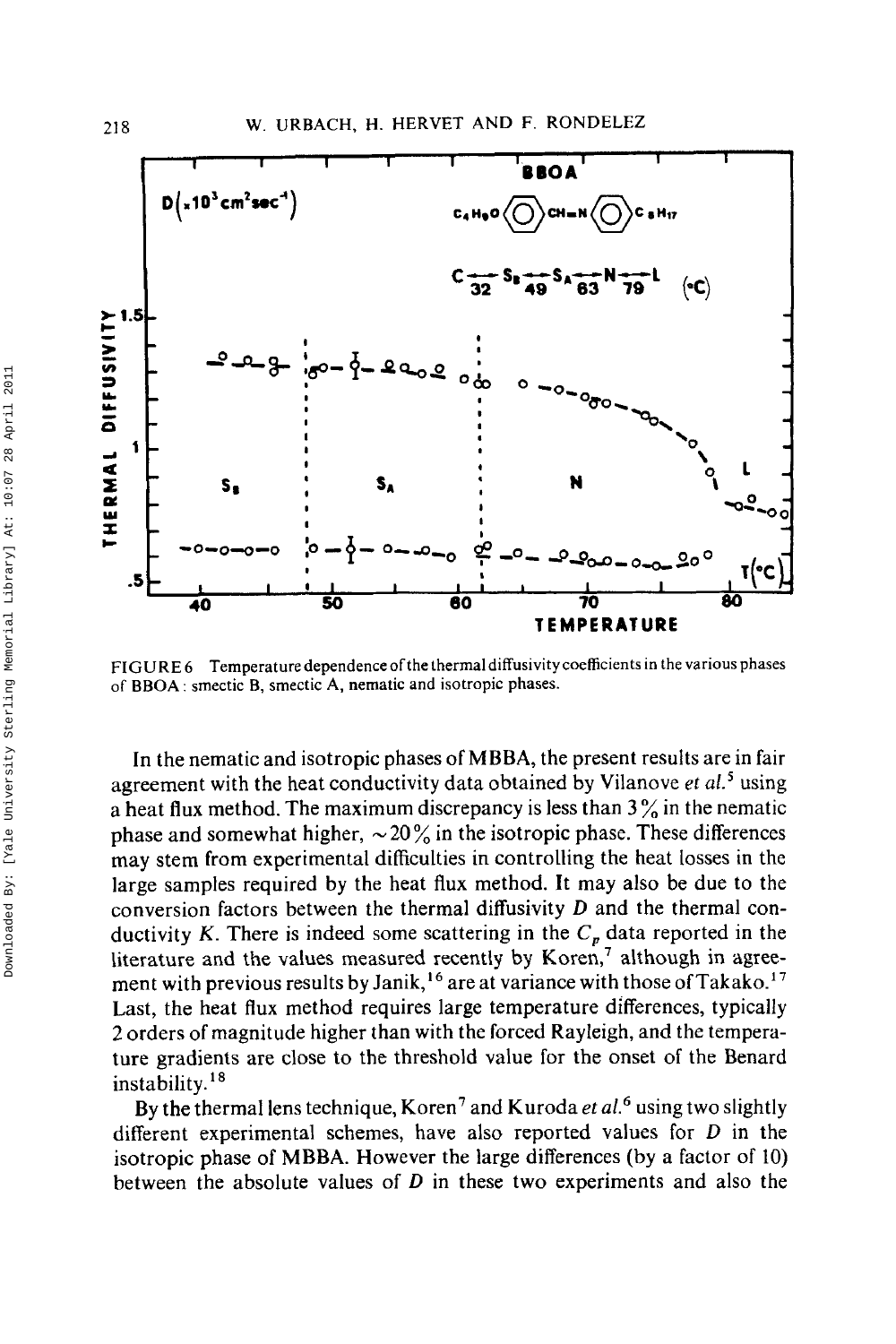FIGURE 6 Temperature dependence of the thermal diffusivity coefficients in the various phases of BBOA: smectic B, smectic A, nematic and isotropic phases.

In the nematic and isotropic phases of MBBA, the present results are in fair agreement with the heat conductivity data obtained by Vilanove *et al.*[5] using a heat flux method. The maximum discrepancy is less than 3% in the nematic phase and somewhat higher, ~20% in the isotropic phase. These differences may stem from experimental difficulties in controlling the heat losses in the large samples required by the heat flux method. It may also be due to the conversion factors between the thermal diffusivity $D$ and the thermal conductivity $K$. There is indeed some scattering in the $C_p$ data reported in the literature and the values measured recently by Koren,[7] although in agreement with previous results by Janik,[16] are at variance with those of Takako.[17] Last, the heat flux method requires large temperature differences, typically 2 orders of magnitude higher than with the forced Rayleigh, and the temperature gradients are close to the threshold value for the onset of the Benard instability.[18]

By the thermal lens technique, Koren[7] and Kuroda *et al.*[6] using two slightly different experimental schemes, have also reported values for $D$ in the isotropic phase of MBBA. However the large differences (by a factor of 10) between the absolute values of $D$ in these two experiments and also the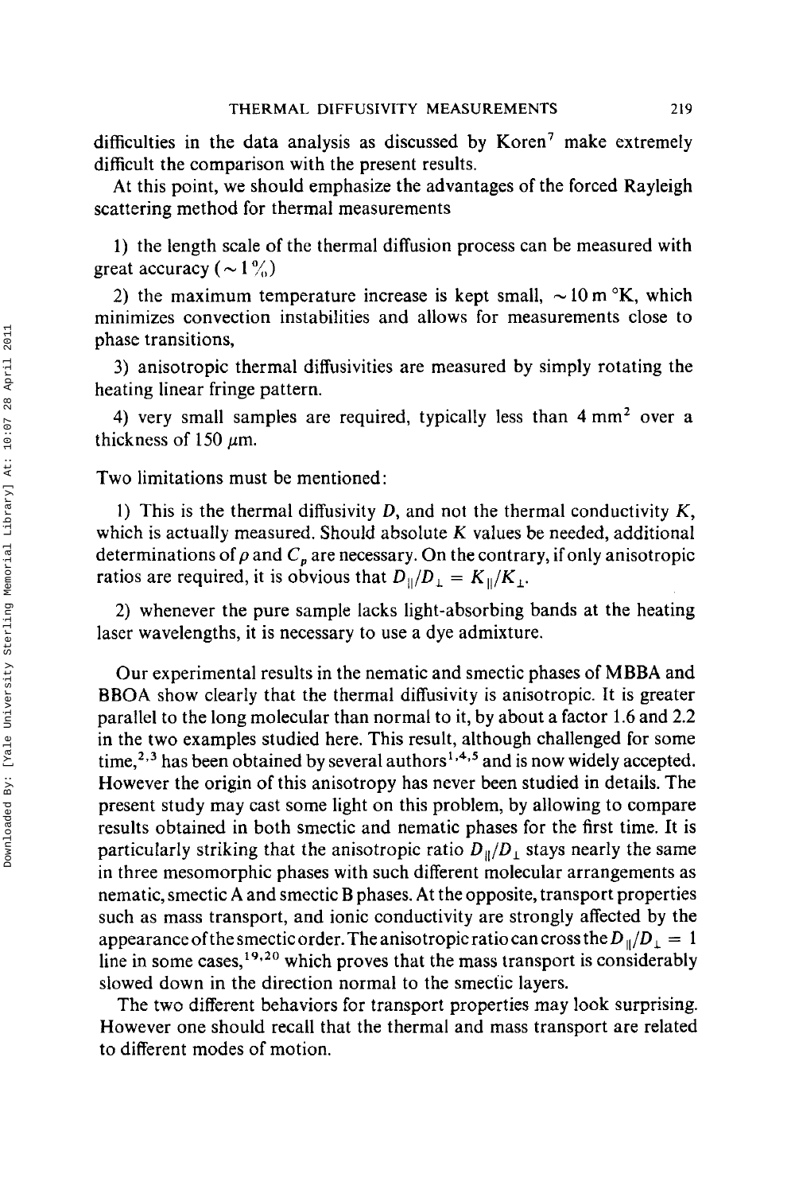difficulties in the data analysis as discussed by Koren[7] make extremely difficult the comparison with the present results.

At this point, we should emphasize the advantages of the forced Rayleigh scattering method for thermal measurements

1) the length scale of the thermal diffusion process can be measured with great accuracy ($\sim 1\%$)

2) the maximum temperature increase is kept small, $\sim 10$ m °K, which minimizes convection instabilities and allows for measurements close to phase transitions,

3) anisotropic thermal diffusivities are measured by simply rotating the heating linear fringe pattern.

4) very small samples are required, typically less than 4 $\text{mm}^2$ over a thickness of 150 $\mu$m.

Two limitations must be mentioned:

1) This is the thermal diffusivity $D$, and not the thermal conductivity $K$, which is actually measured. Should absolute $K$ values be needed, additional determinations of $\rho$ and $C_p$ are necessary. On the contrary, if only anisotropic ratios are required, it is obvious that $D_{\|}/D_{\perp} = K_{\|}/K_{\perp}$.

2) whenever the pure sample lacks light-absorbing bands at the heating laser wavelengths, it is necessary to use a dye admixture.

Our experimental results in the nematic and smectic phases of MBBA and BBOA show clearly that the thermal diffusivity is anisotropic. It is greater parallel to the long molecular than normal to it, by about a factor 1.6 and 2.2 in the two examples studied here. This result, although challenged for some time,[2,3] has been obtained by several authors[1,4,5] and is now widely accepted. However the origin of this anisotropy has never been studied in details. The present study may cast some light on this problem, by allowing to compare results obtained in both smectic and nematic phases for the first time. It is particularly striking that the anisotropic ratio $D_{\|}/D_{\perp}$ stays nearly the same in three mesomorphic phases with such different molecular arrangements as nematic, smectic A and smectic B phases. At the opposite, transport properties such as mass transport, and ionic conductivity are strongly affected by the appearance of the smectic order. The anisotropic ratio can cross the $D_{\|}/D_{\perp} = 1$ line in some cases,[19,20] which proves that the mass transport is considerably slowed down in the direction normal to the smectic layers.

The two different behaviors for transport properties may look surprising. However one should recall that the thermal and mass transport are related to different modes of motion.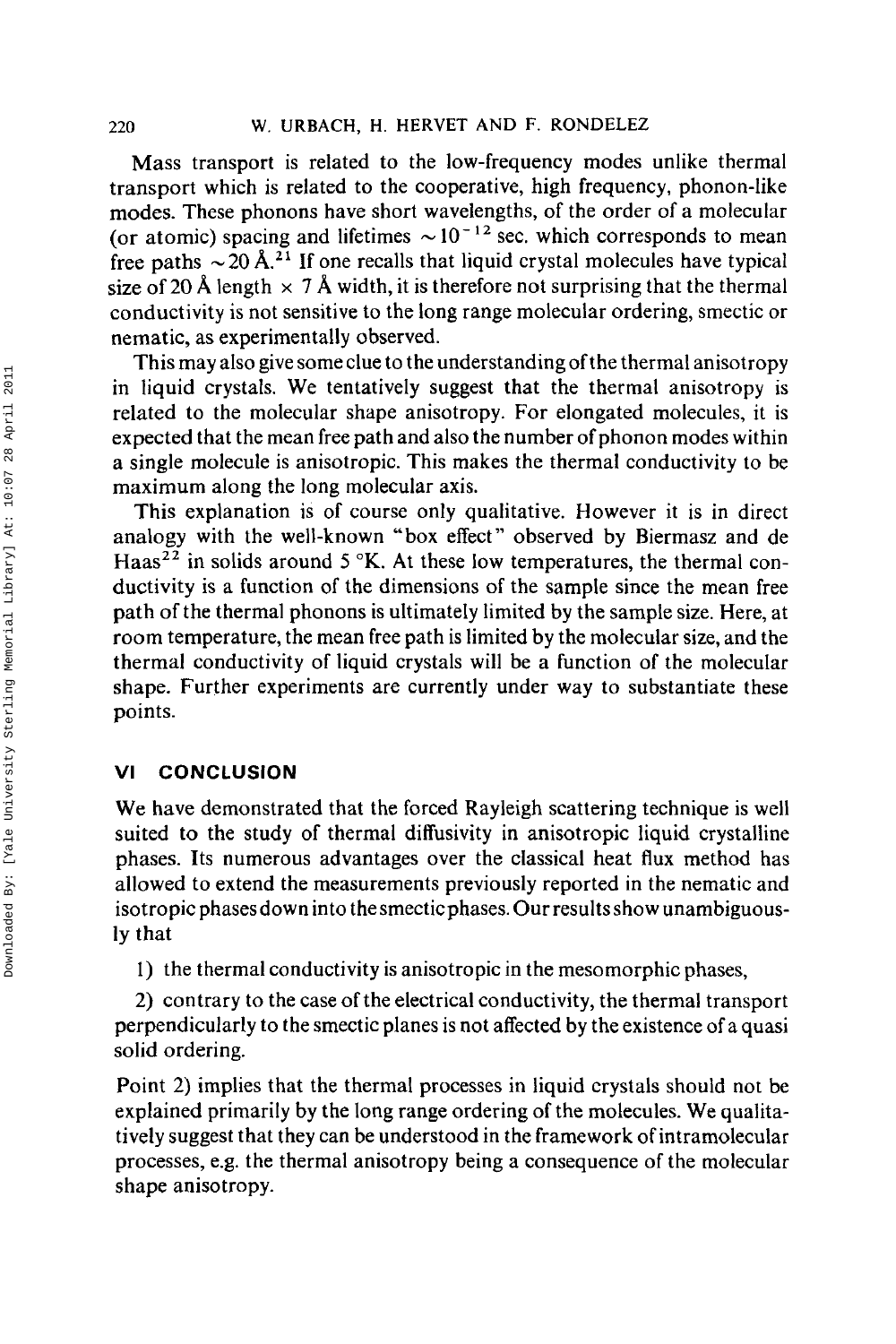Mass transport is related to the low-frequency modes unlike thermal transport which is related to the cooperative, high frequency, phonon-like modes. These phonons have short wavelengths, of the order of a molecular (or atomic) spacing and lifetimes $\sim 10^{-12}$ sec. which corresponds to mean free paths $\sim 20$ Å.[21] If one recalls that liquid crystal molecules have typical size of 20 Å length $\times$ 7 Å width, it is therefore not surprising that the thermal conductivity is not sensitive to the long range molecular ordering, smectic or nematic, as experimentally observed.

This may also give some clue to the understanding of the thermal anisotropy in liquid crystals. We tentatively suggest that the thermal anisotropy is related to the molecular shape anisotropy. For elongated molecules, it is expected that the mean free path and also the number of phonon modes within a single molecule is anisotropic. This makes the thermal conductivity to be maximum along the long molecular axis.

This explanation is of course only qualitative. However it is in direct analogy with the well-known "box effect" observed by Biermasz and de Haas[22] in solids around 5 °K. At these low temperatures, the thermal conductivity is a function of the dimensions of the sample since the mean free path of the thermal phonons is ultimately limited by the sample size. Here, at room temperature, the mean free path is limited by the molecular size, and the thermal conductivity of liquid crystals will be a function of the molecular shape. Further experiments are currently under way to substantiate these points.

## VI CONCLUSION

We have demonstrated that the forced Rayleigh scattering technique is well suited to the study of thermal diffusivity in anisotropic liquid crystalline phases. Its numerous advantages over the classical heat flux method has allowed to extend the measurements previously reported in the nematic and isotropic phases down into the smectic phases. Our results show unambiguously that

1) the thermal conductivity is anisotropic in the mesomorphic phases,

2) contrary to the case of the electrical conductivity, the thermal transport perpendicularly to the smectic planes is not affected by the existence of a quasi solid ordering.

Point 2) implies that the thermal processes in liquid crystals should not be explained primarily by the long range ordering of the molecules. We qualitatively suggest that they can be understood in the framework of intramolecular processes, e.g. the thermal anisotropy being a consequence of the molecular shape anisotropy.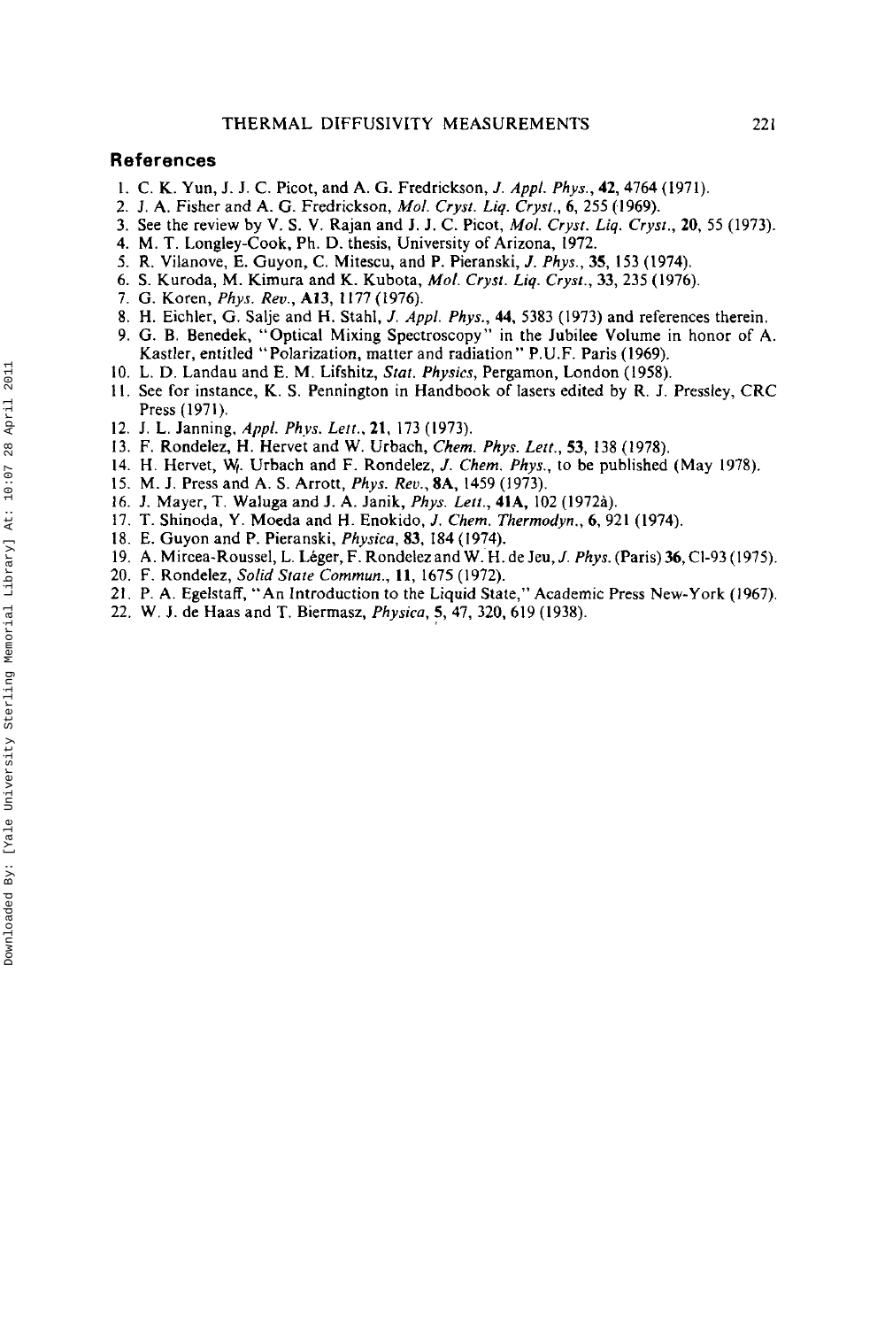## References

1. C. K. Yun, J. J. C. Picot, and A. G. Fredrickson, *J. Appl. Phys.*, **42**, 4764 (1971).
2. J. A. Fisher and A. G. Fredrickson, *Mol. Cryst. Liq. Cryst.*, **6**, 255 (1969).
3. See the review by V. S. V. Rajan and J. J. C. Picot, *Mol. Cryst. Liq. Cryst.*, **20**, 55 (1973).
4. M. T. Longley-Cook, Ph. D. thesis, University of Arizona, 1972.
5. R. Vilanove, E. Guyon, C. Mitescu, and P. Pieranski, *J. Phys.*, **35**, 153 (1974).
6. S. Kuroda, M. Kimura and K. Kubota, *Mol. Cryst. Liq. Cryst.*, **33**, 235 (1976).
7. G. Koren, *Phys. Rev.*, **A13**, 1177 (1976).
8. H. Eichler, G. Salje and H. Stahl, *J. Appl. Phys.*, **44**, 5383 (1973) and references therein.
9. G. B. Benedek, "Optical Mixing Spectroscopy" in the Jubilee Volume in honor of A. Kastler, entitled "Polarization, matter and radiation" P.U.F. Paris (1969).
10. L. D. Landau and E. M. Lifshitz, *Stat. Physics*, Pergamon, London (1958).
11. See for instance, K. S. Pennington in Handbook of lasers edited by R. J. Pressley, CRC Press (1971).
12. J. L. Janning, *Appl. Phys. Lett.*, **21**, 173 (1973).
13. F. Rondelez, H. Hervet and W. Urbach, *Chem. Phys. Lett.*, **53**, 138 (1978).
14. H. Hervet, W. Urbach and F. Rondelez, *J. Chem. Phys.*, to be published (May 1978).
15. M. J. Press and A. S. Arrott, *Phys. Rev.*, **8A**, 1459 (1973).
16. J. Mayer, T. Waluga and J. A. Janik, *Phys. Lett.*, **41A**, 102 (1972à).
17. T. Shinoda, Y. Moeda and H. Enokido, *J. Chem. Thermodyn.*, **6**, 921 (1974).
18. E. Guyon and P. Pieranski, *Physica*, **83**, 184 (1974).
19. A. Mircea-Roussel, L. Léger, F. Rondelez and W. H. de Jeu, *J. Phys.* (Paris) **36**, Cl-93 (1975).
20. F. Rondelez, *Solid State Commun.*, **11**, 1675 (1972).
21. P. A. Egelstaff, "An Introduction to the Liquid State," Academic Press New-York (1967).
22. W. J. de Haas and T. Biermasz, *Physica*, **5**, 47, 320, 619 (1938).